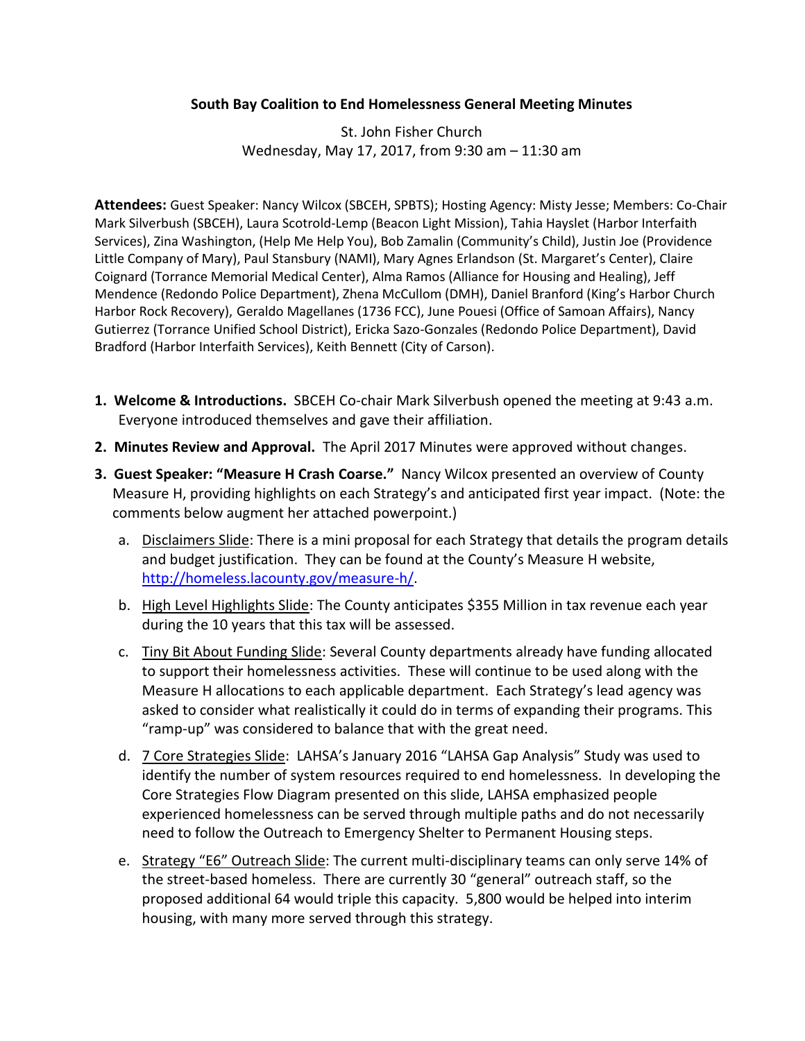**South Bay Coalition to End Homelessness General Meeting Minutes**

St. John Fisher Church
Wednesday, May 17, 2017, from 9:30 am – 11:30 am

**Attendees:** Guest Speaker: Nancy Wilcox (SBCEH, SPBTS); Hosting Agency: Misty Jesse; Members: Co-Chair Mark Silverbush (SBCEH), Laura Scotrold-Lemp (Beacon Light Mission), Tahia Hayslet (Harbor Interfaith Services), Zina Washington, (Help Me Help You), Bob Zamalin (Community's Child), Justin Joe (Providence Little Company of Mary), Paul Stansbury (NAMI), Mary Agnes Erlandson (St. Margaret's Center), Claire Coignard (Torrance Memorial Medical Center), Alma Ramos (Alliance for Housing and Healing), Jeff Mendence (Redondo Police Department), Zhena McCullom (DMH), Daniel Branford (King's Harbor Church Harbor Rock Recovery), Geraldo Magellanes (1736 FCC), June Pouesi (Office of Samoan Affairs), Nancy Gutierrez (Torrance Unified School District), Ericka Sazo-Gonzales (Redondo Police Department), David Bradford (Harbor Interfaith Services), Keith Bennett (City of Carson).

1. **Welcome & Introductions.** SBCEH Co-chair Mark Silverbush opened the meeting at 9:43 a.m. Everyone introduced themselves and gave their affiliation.
2. **Minutes Review and Approval.** The April 2017 Minutes were approved without changes.
3. **Guest Speaker: "Measure H Crash Coarse."** Nancy Wilcox presented an overview of County Measure H, providing highlights on each Strategy's and anticipated first year impact. (Note: the comments below augment her attached powerpoint.)
   a. Disclaimers Slide: There is a mini proposal for each Strategy that details the program details and budget justification. They can be found at the County's Measure H website, http://homeless.lacounty.gov/measure-h/.
   b. High Level Highlights Slide: The County anticipates $355 Million in tax revenue each year during the 10 years that this tax will be assessed.
   c. Tiny Bit About Funding Slide: Several County departments already have funding allocated to support their homelessness activities. These will continue to be used along with the Measure H allocations to each applicable department. Each Strategy's lead agency was asked to consider what realistically it could do in terms of expanding their programs. This "ramp-up" was considered to balance that with the great need.
   d. 7 Core Strategies Slide: LAHSA's January 2016 "LAHSA Gap Analysis" Study was used to identify the number of system resources required to end homelessness. In developing the Core Strategies Flow Diagram presented on this slide, LAHSA emphasized people experienced homelessness can be served through multiple paths and do not necessarily need to follow the Outreach to Emergency Shelter to Permanent Housing steps.
   e. Strategy "E6" Outreach Slide: The current multi-disciplinary teams can only serve 14% of the street-based homeless. There are currently 30 "general" outreach staff, so the proposed additional 64 would triple this capacity. 5,800 would be helped into interim housing, with many more served through this strategy.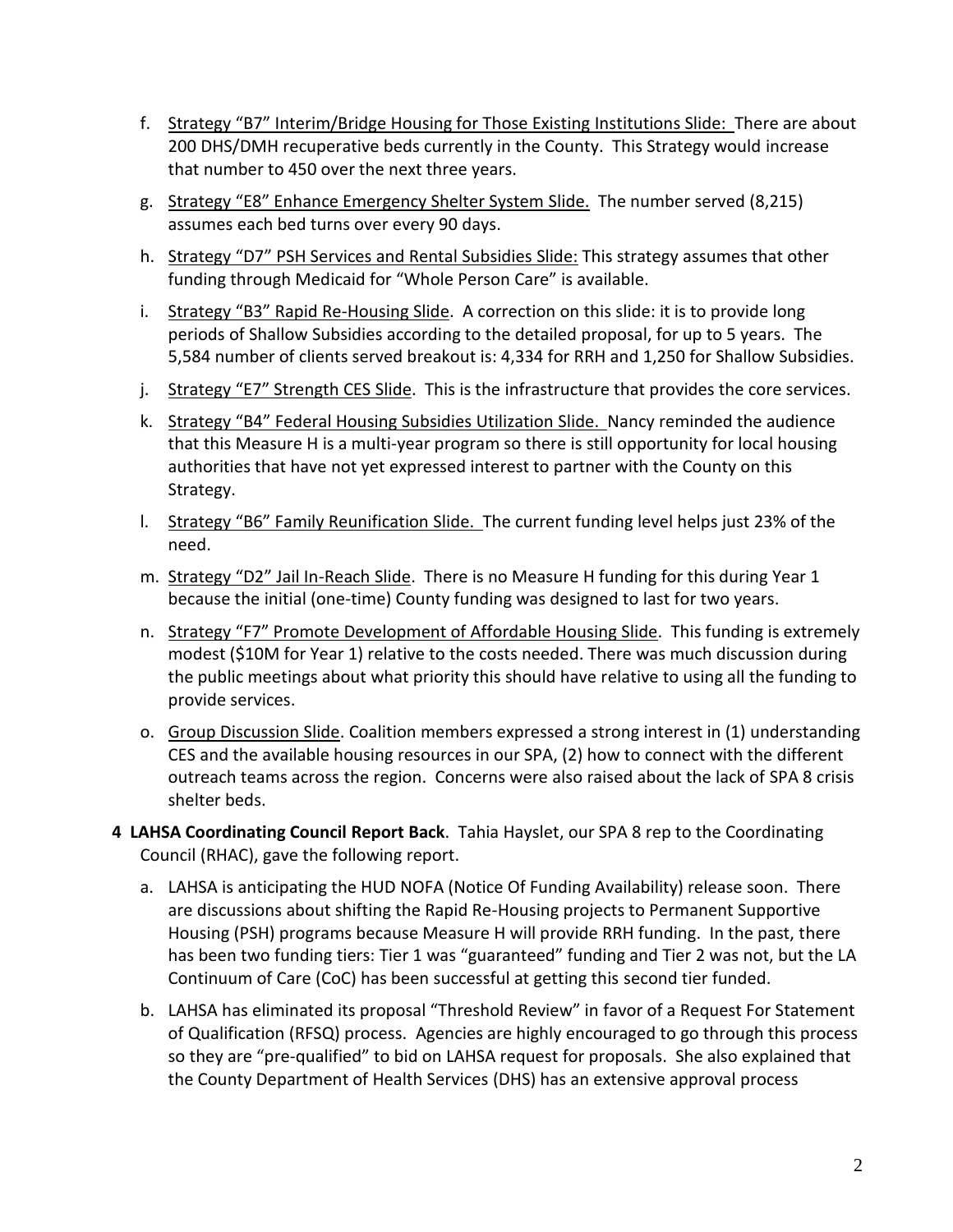f. Strategy "B7" Interim/Bridge Housing for Those Existing Institutions Slide: There are about 200 DHS/DMH recuperative beds currently in the County. This Strategy would increase that number to 450 over the next three years.

g. Strategy "E8" Enhance Emergency Shelter System Slide. The number served (8,215) assumes each bed turns over every 90 days.

h. Strategy "D7" PSH Services and Rental Subsidies Slide: This strategy assumes that other funding through Medicaid for "Whole Person Care" is available.

i. Strategy "B3" Rapid Re-Housing Slide. A correction on this slide: it is to provide long periods of Shallow Subsidies according to the detailed proposal, for up to 5 years. The 5,584 number of clients served breakout is: 4,334 for RRH and 1,250 for Shallow Subsidies.

j. Strategy "E7" Strength CES Slide. This is the infrastructure that provides the core services.

k. Strategy "B4" Federal Housing Subsidies Utilization Slide. Nancy reminded the audience that this Measure H is a multi-year program so there is still opportunity for local housing authorities that have not yet expressed interest to partner with the County on this Strategy.

l. Strategy "B6" Family Reunification Slide. The current funding level helps just 23% of the need.

m. Strategy "D2" Jail In-Reach Slide. There is no Measure H funding for this during Year 1 because the initial (one-time) County funding was designed to last for two years.

n. Strategy "F7" Promote Development of Affordable Housing Slide. This funding is extremely modest ($10M for Year 1) relative to the costs needed. There was much discussion during the public meetings about what priority this should have relative to using all the funding to provide services.

o. Group Discussion Slide. Coalition members expressed a strong interest in (1) understanding CES and the available housing resources in our SPA, (2) how to connect with the different outreach teams across the region. Concerns were also raised about the lack of SPA 8 crisis shelter beds.

**4 LAHSA Coordinating Council Report Back**. Tahia Hayslet, our SPA 8 rep to the Coordinating Council (RHAC), gave the following report.

a. LAHSA is anticipating the HUD NOFA (Notice Of Funding Availability) release soon. There are discussions about shifting the Rapid Re-Housing projects to Permanent Supportive Housing (PSH) programs because Measure H will provide RRH funding. In the past, there has been two funding tiers: Tier 1 was "guaranteed" funding and Tier 2 was not, but the LA Continuum of Care (CoC) has been successful at getting this second tier funded.

b. LAHSA has eliminated its proposal "Threshold Review" in favor of a Request For Statement of Qualification (RFSQ) process. Agencies are highly encouraged to go through this process so they are "pre-qualified" to bid on LAHSA request for proposals. She also explained that the County Department of Health Services (DHS) has an extensive approval process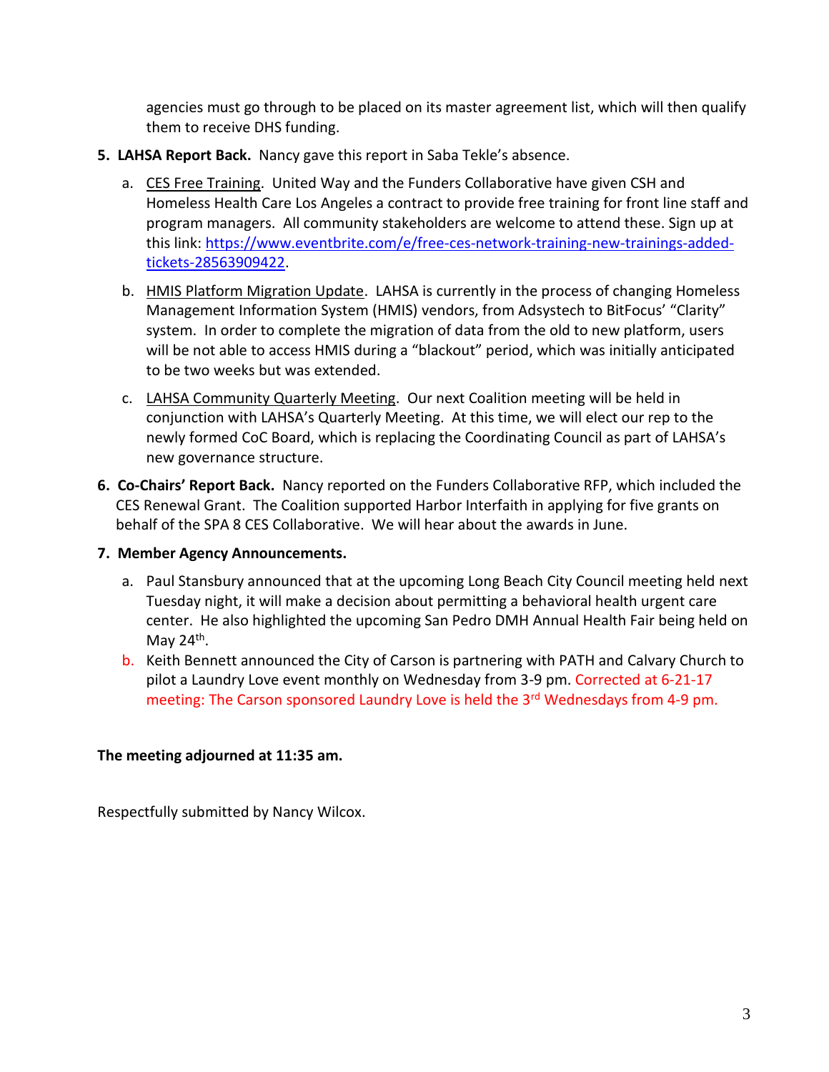agencies must go through to be placed on its master agreement list, which will then qualify them to receive DHS funding.

5. **LAHSA Report Back.** Nancy gave this report in Saba Tekle's absence.

   a. CES Free Training. United Way and the Funders Collaborative have given CSH and Homeless Health Care Los Angeles a contract to provide free training for front line staff and program managers. All community stakeholders are welcome to attend these. Sign up at this link: https://www.eventbrite.com/e/free-ces-network-training-new-trainings-added-tickets-28563909422.

   b. HMIS Platform Migration Update. LAHSA is currently in the process of changing Homeless Management Information System (HMIS) vendors, from Adsystech to BitFocus' "Clarity" system. In order to complete the migration of data from the old to new platform, users will be not able to access HMIS during a "blackout" period, which was initially anticipated to be two weeks but was extended.

   c. LAHSA Community Quarterly Meeting. Our next Coalition meeting will be held in conjunction with LAHSA's Quarterly Meeting. At this time, we will elect our rep to the newly formed CoC Board, which is replacing the Coordinating Council as part of LAHSA's new governance structure.

6. **Co-Chairs' Report Back.** Nancy reported on the Funders Collaborative RFP, which included the CES Renewal Grant. The Coalition supported Harbor Interfaith in applying for five grants on behalf of the SPA 8 CES Collaborative. We will hear about the awards in June.

7. **Member Agency Announcements.**

   a. Paul Stansbury announced that at the upcoming Long Beach City Council meeting held next Tuesday night, it will make a decision about permitting a behavioral health urgent care center. He also highlighted the upcoming San Pedro DMH Annual Health Fair being held on May 24th.

   b. Keith Bennett announced the City of Carson is partnering with PATH and Calvary Church to pilot a Laundry Love event monthly on Wednesday from 3-9 pm. Corrected at 6-21-17 meeting: The Carson sponsored Laundry Love is held the 3rd Wednesdays from 4-9 pm.

**The meeting adjourned at 11:35 am.**

Respectfully submitted by Nancy Wilcox.